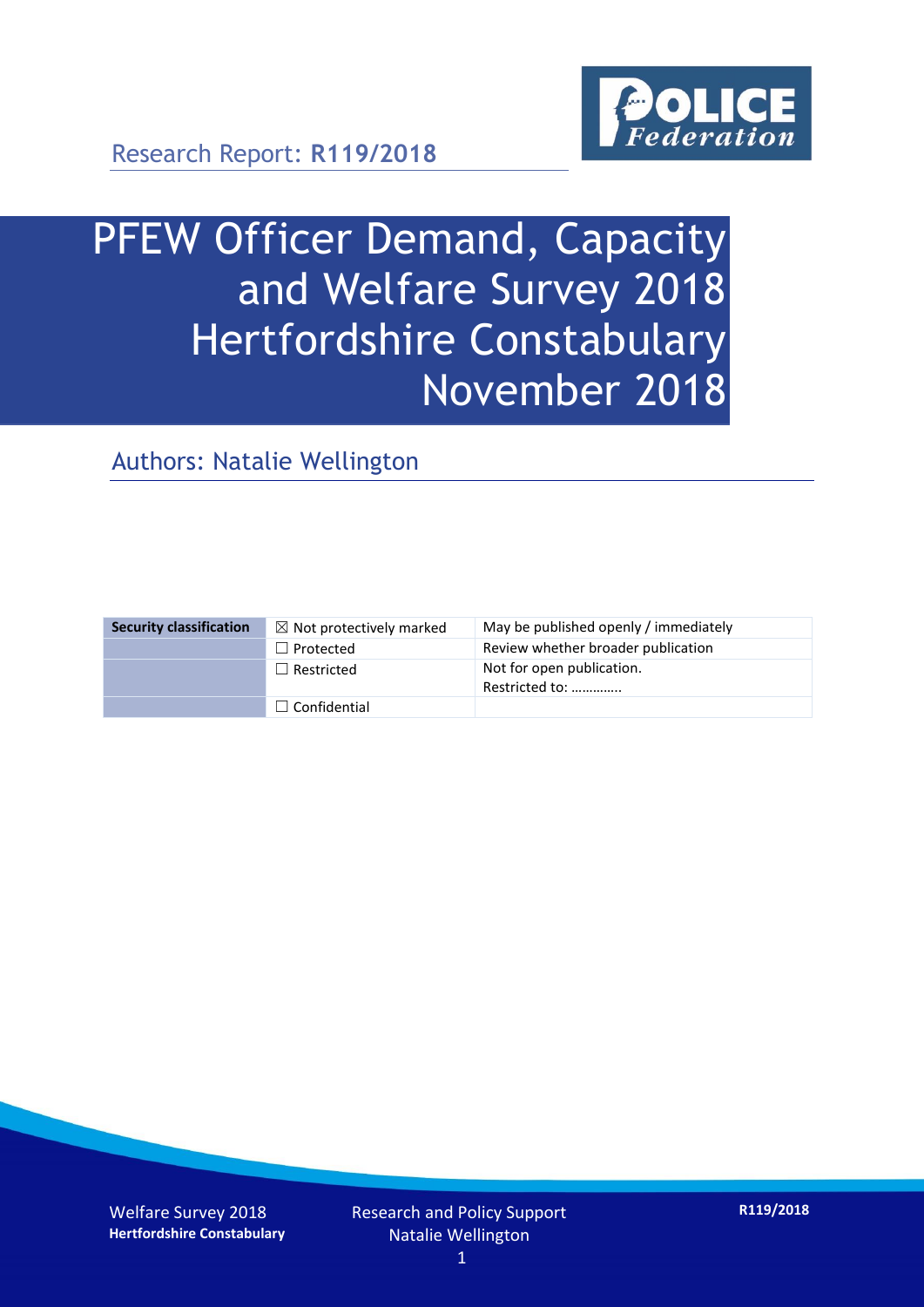Research Report: **R119/2018**

# PFEW Officer Demand, Capacity and Welfare Survey 2018 Hertfordshire Constabulary November 2018

## Authors: Natalie Wellington

| Security classification | ☒ Not protectively marked | May be published openly / immediately |
|---|---|---|
| | ☐ Protected | Review whether broader publication |
| | ☐ Restricted | Not for open publication. Restricted to: ………….. |
| | ☐ Confidential | |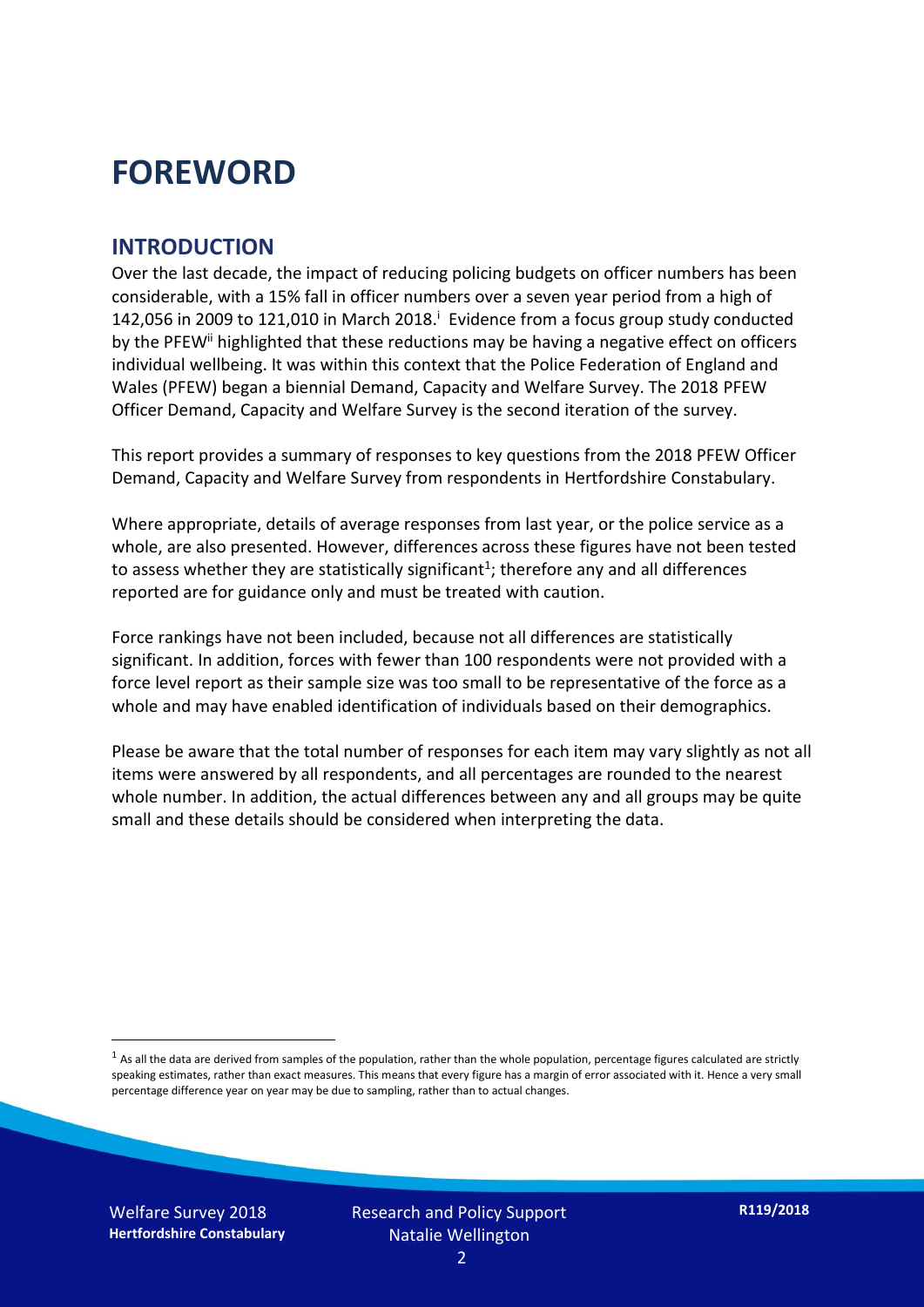# FOREWORD

## INTRODUCTION

Over the last decade, the impact of reducing policing budgets on officer numbers has been considerable, with a 15% fall in officer numbers over a seven year period from a high of 142,056 in 2009 to 121,010 in March 2018.[i] Evidence from a focus group study conducted by the PFEW[ii] highlighted that these reductions may be having a negative effect on officers individual wellbeing. It was within this context that the Police Federation of England and Wales (PFEW) began a biennial Demand, Capacity and Welfare Survey. The 2018 PFEW Officer Demand, Capacity and Welfare Survey is the second iteration of the survey.

This report provides a summary of responses to key questions from the 2018 PFEW Officer Demand, Capacity and Welfare Survey from respondents in Hertfordshire Constabulary.

Where appropriate, details of average responses from last year, or the police service as a whole, are also presented. However, differences across these figures have not been tested to assess whether they are statistically significant[1]; therefore any and all differences reported are for guidance only and must be treated with caution.

Force rankings have not been included, because not all differences are statistically significant. In addition, forces with fewer than 100 respondents were not provided with a force level report as their sample size was too small to be representative of the force as a whole and may have enabled identification of individuals based on their demographics.

Please be aware that the total number of responses for each item may vary slightly as not all items were answered by all respondents, and all percentages are rounded to the nearest whole number. In addition, the actual differences between any and all groups may be quite small and these details should be considered when interpreting the data.

[1] As all the data are derived from samples of the population, rather than the whole population, percentage figures calculated are strictly speaking estimates, rather than exact measures. This means that every figure has a margin of error associated with it. Hence a very small percentage difference year on year may be due to sampling, rather than to actual changes.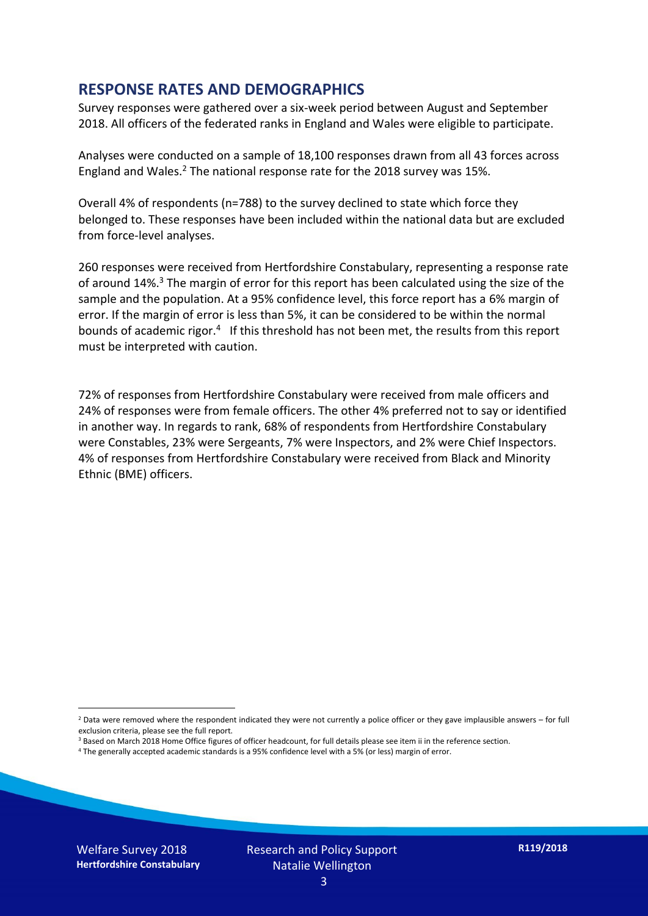## RESPONSE RATES AND DEMOGRAPHICS

Survey responses were gathered over a six-week period between August and September 2018. All officers of the federated ranks in England and Wales were eligible to participate.

Analyses were conducted on a sample of 18,100 responses drawn from all 43 forces across England and Wales.[2] The national response rate for the 2018 survey was 15%.

Overall 4% of respondents (n=788) to the survey declined to state which force they belonged to. These responses have been included within the national data but are excluded from force-level analyses.

260 responses were received from Hertfordshire Constabulary, representing a response rate of around 14%.[3] The margin of error for this report has been calculated using the size of the sample and the population. At a 95% confidence level, this force report has a 6% margin of error. If the margin of error is less than 5%, it can be considered to be within the normal bounds of academic rigor.[4] If this threshold has not been met, the results from this report must be interpreted with caution.

72% of responses from Hertfordshire Constabulary were received from male officers and 24% of responses were from female officers. The other 4% preferred not to say or identified in another way. In regards to rank, 68% of respondents from Hertfordshire Constabulary were Constables, 23% were Sergeants, 7% were Inspectors, and 2% were Chief Inspectors. 4% of responses from Hertfordshire Constabulary were received from Black and Minority Ethnic (BME) officers.

[2] Data were removed where the respondent indicated they were not currently a police officer or they gave implausible answers – for full exclusion criteria, please see the full report.

[3] Based on March 2018 Home Office figures of officer headcount, for full details please see item ii in the reference section.

[4] The generally accepted academic standards is a 95% confidence level with a 5% (or less) margin of error.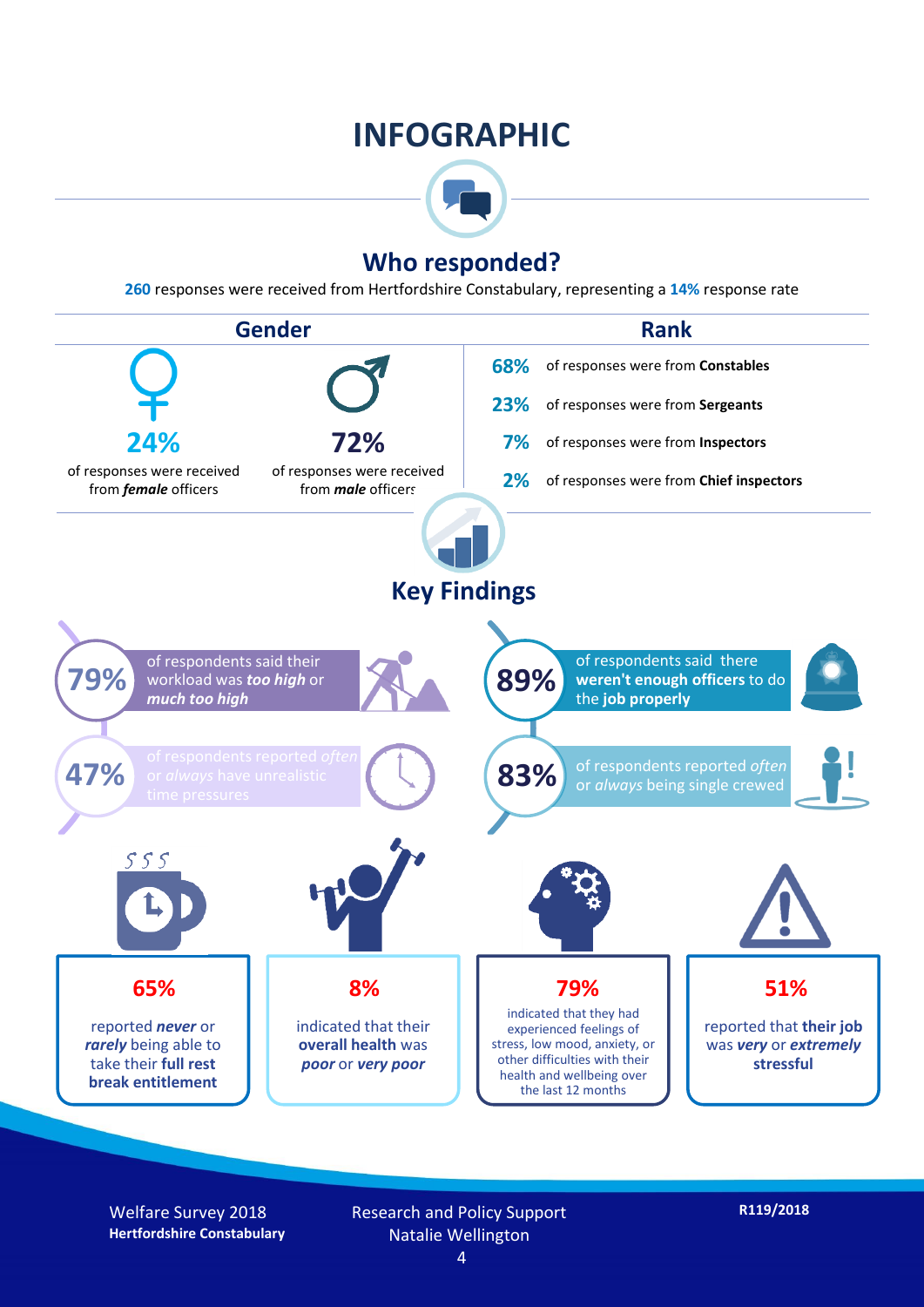# INFOGRAPHIC

## Who responded?

**260** responses were received from Hertfordshire Constabulary, representing a **14%** response rate

### Gender

**24%** of responses were received from ***female*** officers

**72%** of responses were received from ***male*** officers

### Rank

**68%** of responses were from **Constables**

**23%** of responses were from **Sergeants**

**7%** of responses were from **Inspectors**

**2%** of responses were from **Chief inspectors**

## Key Findings

**79%** of respondents said their workload was ***too high*** or ***much too high***

**47%** of respondents reported *often* or *always* have unrealistic time pressures

**89%** of respondents said there **weren't enough officers** to do the **job properly**

**83%** of respondents reported *often* or *always* being single crewed

**65%** reported ***never*** or ***rarely*** being able to take their **full rest break entitlement**

**8%** indicated that their **overall health** was ***poor*** or ***very poor***

**79%** indicated that they had experienced feelings of stress, low mood, anxiety, or other difficulties with their health and wellbeing over the last 12 months

**51%** reported that **their job** was ***very*** or ***extremely*** **stressful**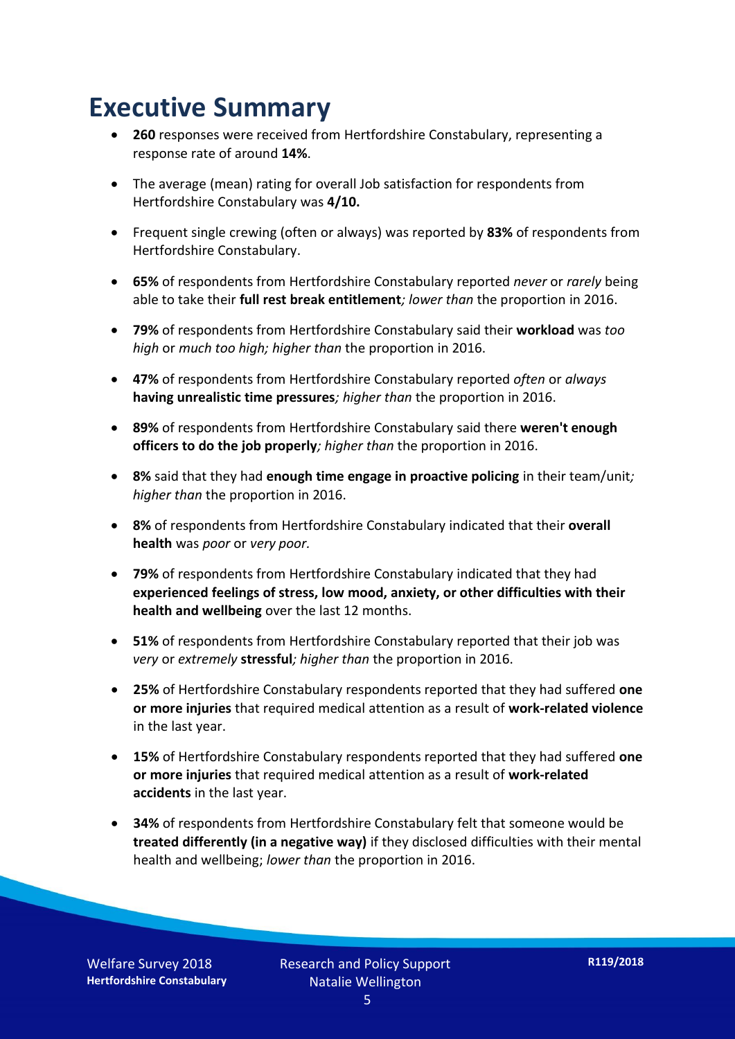# Executive Summary

- **260** responses were received from Hertfordshire Constabulary, representing a response rate of around **14%**.
- The average (mean) rating for overall Job satisfaction for respondents from Hertfordshire Constabulary was **4/10.**
- Frequent single crewing (often or always) was reported by **83%** of respondents from Hertfordshire Constabulary.
- **65%** of respondents from Hertfordshire Constabulary reported *never* or *rarely* being able to take their **full rest break entitlement***; lower than* the proportion in 2016.
- **79%** of respondents from Hertfordshire Constabulary said their **workload** was *too high* or *much too high; higher than* the proportion in 2016.
- **47%** of respondents from Hertfordshire Constabulary reported *often* or *always* **having unrealistic time pressures***; higher than* the proportion in 2016.
- **89%** of respondents from Hertfordshire Constabulary said there **weren't enough officers to do the job properly***; higher than* the proportion in 2016.
- **8%** said that they had **enough time engage in proactive policing** in their team/unit*; higher than* the proportion in 2016.
- **8%** of respondents from Hertfordshire Constabulary indicated that their **overall health** was *poor* or *very poor.*
- **79%** of respondents from Hertfordshire Constabulary indicated that they had **experienced feelings of stress, low mood, anxiety, or other difficulties with their health and wellbeing** over the last 12 months.
- **51%** of respondents from Hertfordshire Constabulary reported that their job was *very* or *extremely* **stressful***; higher than* the proportion in 2016.
- **25%** of Hertfordshire Constabulary respondents reported that they had suffered **one or more injuries** that required medical attention as a result of **work-related violence** in the last year.
- **15%** of Hertfordshire Constabulary respondents reported that they had suffered **one or more injuries** that required medical attention as a result of **work-related accidents** in the last year.
- **34%** of respondents from Hertfordshire Constabulary felt that someone would be **treated differently (in a negative way)** if they disclosed difficulties with their mental health and wellbeing; *lower than* the proportion in 2016.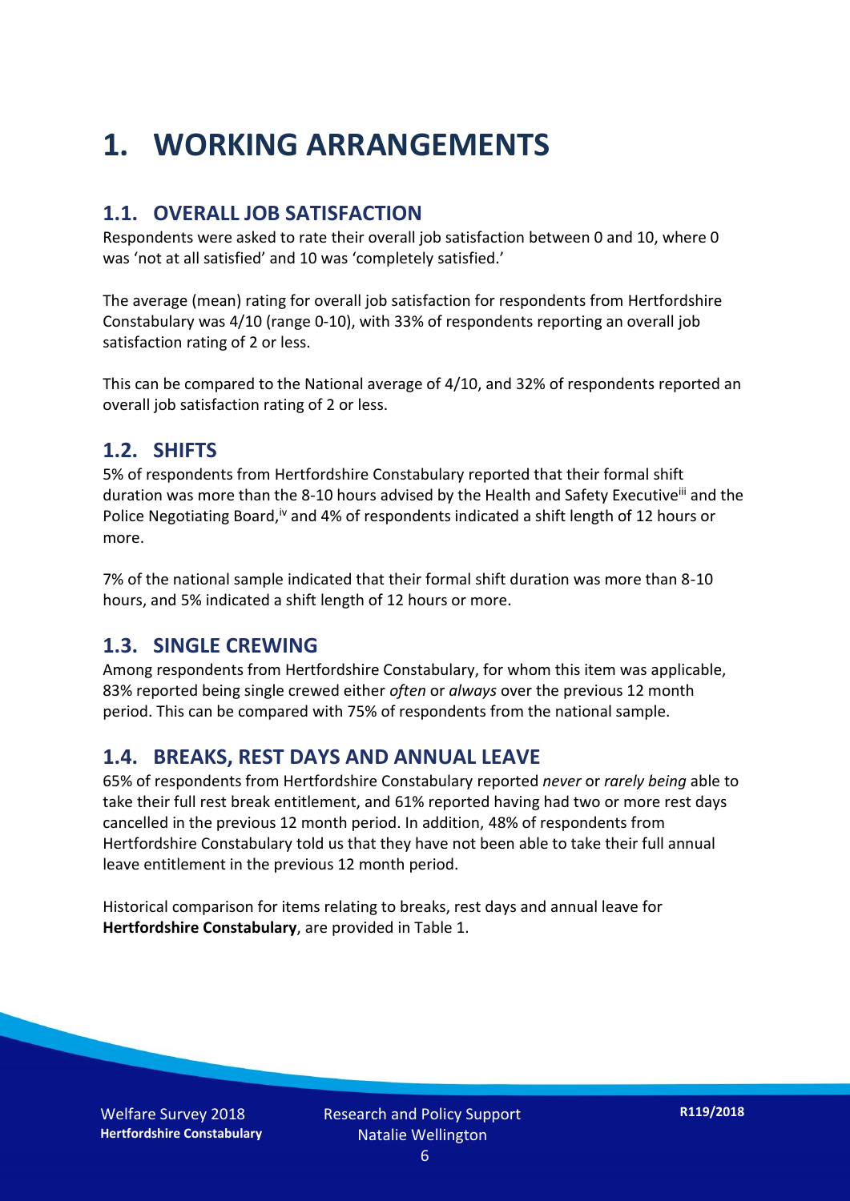# 1. WORKING ARRANGEMENTS

## 1.1. OVERALL JOB SATISFACTION

Respondents were asked to rate their overall job satisfaction between 0 and 10, where 0 was 'not at all satisfied' and 10 was 'completely satisfied.'

The average (mean) rating for overall job satisfaction for respondents from Hertfordshire Constabulary was 4/10 (range 0-10), with 33% of respondents reporting an overall job satisfaction rating of 2 or less.

This can be compared to the National average of 4/10, and 32% of respondents reported an overall job satisfaction rating of 2 or less.

## 1.2. SHIFTS

5% of respondents from Hertfordshire Constabulary reported that their formal shift duration was more than the 8-10 hours advised by the Health and Safety Executive[iii] and the Police Negotiating Board,[iv] and 4% of respondents indicated a shift length of 12 hours or more.

7% of the national sample indicated that their formal shift duration was more than 8-10 hours, and 5% indicated a shift length of 12 hours or more.

## 1.3. SINGLE CREWING

Among respondents from Hertfordshire Constabulary, for whom this item was applicable, 83% reported being single crewed either *often* or *always* over the previous 12 month period. This can be compared with 75% of respondents from the national sample.

## 1.4. BREAKS, REST DAYS AND ANNUAL LEAVE

65% of respondents from Hertfordshire Constabulary reported *never* or *rarely being* able to take their full rest break entitlement, and 61% reported having had two or more rest days cancelled in the previous 12 month period. In addition, 48% of respondents from Hertfordshire Constabulary told us that they have not been able to take their full annual leave entitlement in the previous 12 month period.

Historical comparison for items relating to breaks, rest days and annual leave for **Hertfordshire Constabulary**, are provided in Table 1.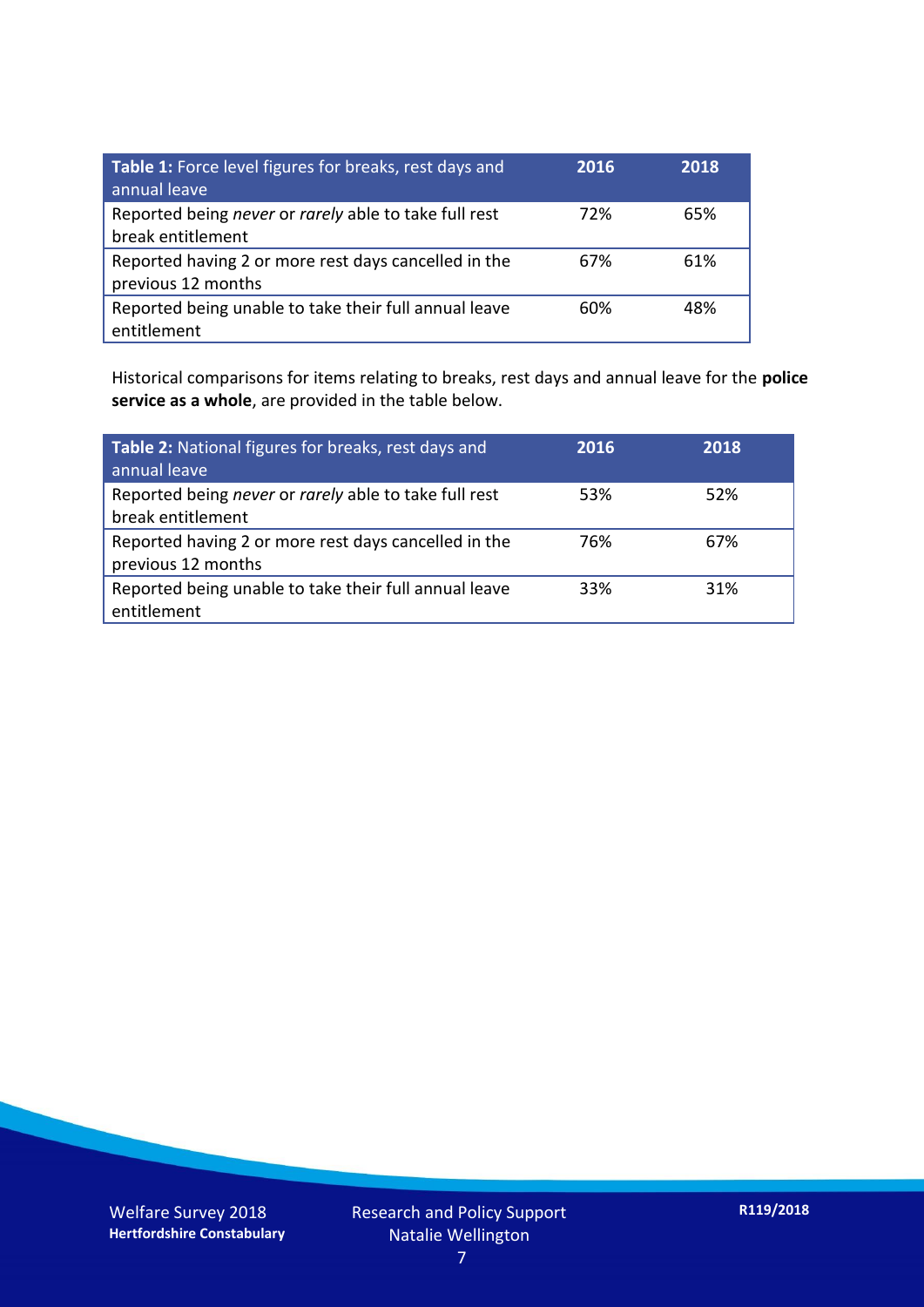| **Table 1:** Force level figures for breaks, rest days and annual leave | **2016** | **2018** |
|---|---|---|
| Reported being *never* or *rarely* able to take full rest break entitlement | 72% | 65% |
| Reported having 2 or more rest days cancelled in the previous 12 months | 67% | 61% |
| Reported being unable to take their full annual leave entitlement | 60% | 48% |

Historical comparisons for items relating to breaks, rest days and annual leave for the **police service as a whole**, are provided in the table below.

| **Table 2:** National figures for breaks, rest days and annual leave | **2016** | **2018** |
|---|---|---|
| Reported being *never* or *rarely* able to take full rest break entitlement | 53% | 52% |
| Reported having 2 or more rest days cancelled in the previous 12 months | 76% | 67% |
| Reported being unable to take their full annual leave entitlement | 33% | 31% |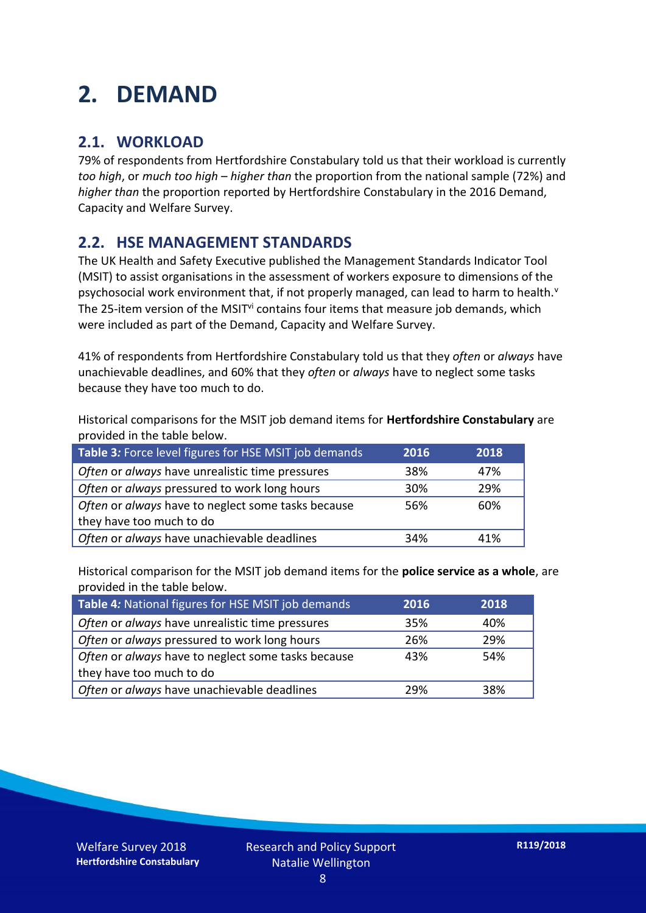# 2. DEMAND

## 2.1. WORKLOAD

79% of respondents from Hertfordshire Constabulary told us that their workload is currently *too high*, or *much too high* – *higher than* the proportion from the national sample (72%) and *higher than* the proportion reported by Hertfordshire Constabulary in the 2016 Demand, Capacity and Welfare Survey.

## 2.2. HSE MANAGEMENT STANDARDS

The UK Health and Safety Executive published the Management Standards Indicator Tool (MSIT) to assist organisations in the assessment of workers exposure to dimensions of the psychosocial work environment that, if not properly managed, can lead to harm to health.[v] The 25-item version of the MSIT[vi] contains four items that measure job demands, which were included as part of the Demand, Capacity and Welfare Survey.

41% of respondents from Hertfordshire Constabulary told us that they *often* or *always* have unachievable deadlines, and 60% that they *often* or *always* have to neglect some tasks because they have too much to do.

Historical comparisons for the MSIT job demand items for **Hertfordshire Constabulary** are provided in the table below.

| Table 3: Force level figures for HSE MSIT job demands | 2016 | 2018 |
|---|---|---|
| *Often* or *always* have unrealistic time pressures | 38% | 47% |
| *Often* or *always* pressured to work long hours | 30% | 29% |
| *Often* or *always* have to neglect some tasks because they have too much to do | 56% | 60% |
| *Often* or *always* have unachievable deadlines | 34% | 41% |

Historical comparison for the MSIT job demand items for the **police service as a whole**, are provided in the table below.

| Table 4: National figures for HSE MSIT job demands | 2016 | 2018 |
|---|---|---|
| *Often* or *always* have unrealistic time pressures | 35% | 40% |
| *Often* or *always* pressured to work long hours | 26% | 29% |
| *Often* or *always* have to neglect some tasks because they have too much to do | 43% | 54% |
| *Often* or *always* have unachievable deadlines | 29% | 38% |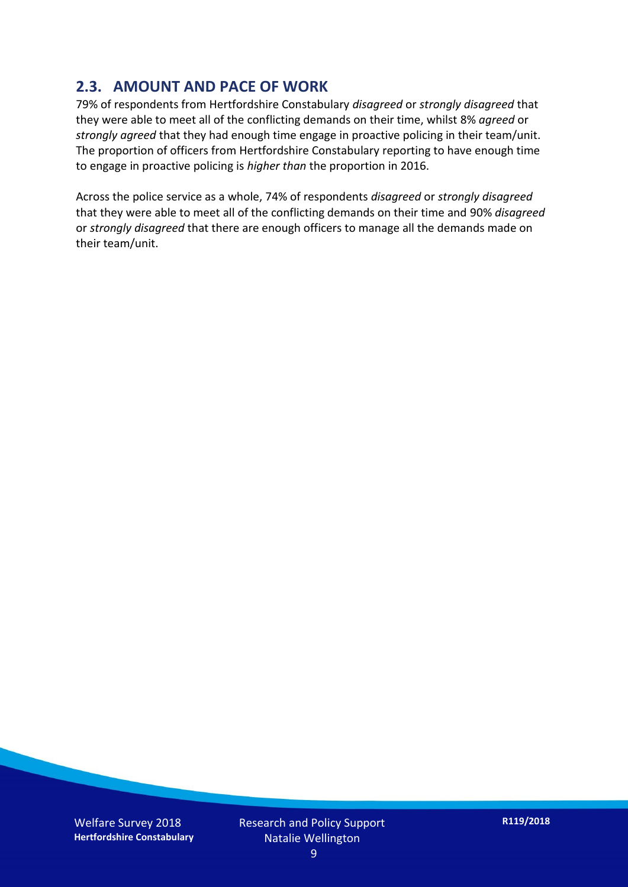## 2.3. AMOUNT AND PACE OF WORK

79% of respondents from Hertfordshire Constabulary *disagreed* or *strongly disagreed* that they were able to meet all of the conflicting demands on their time, whilst 8% *agreed* or *strongly agreed* that they had enough time engage in proactive policing in their team/unit. The proportion of officers from Hertfordshire Constabulary reporting to have enough time to engage in proactive policing is *higher than* the proportion in 2016.

Across the police service as a whole, 74% of respondents *disagreed* or *strongly disagreed* that they were able to meet all of the conflicting demands on their time and 90% *disagreed* or *strongly disagreed* that there are enough officers to manage all the demands made on their team/unit.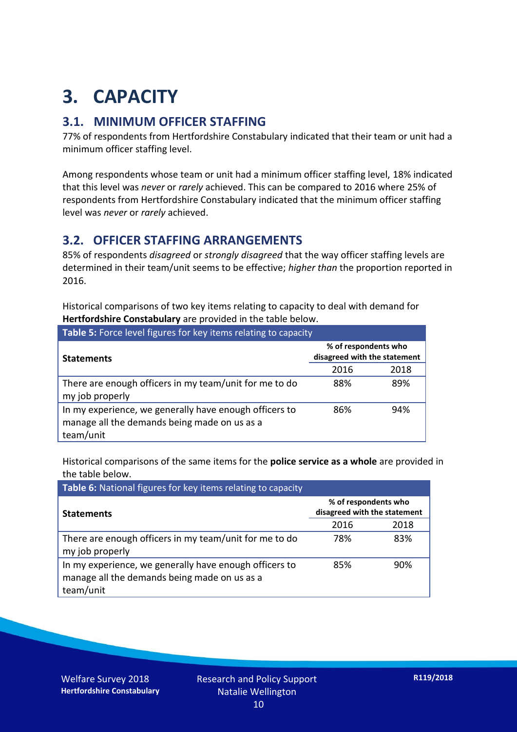# 3. CAPACITY

## 3.1. MINIMUM OFFICER STAFFING

77% of respondents from Hertfordshire Constabulary indicated that their team or unit had a minimum officer staffing level.

Among respondents whose team or unit had a minimum officer staffing level, 18% indicated that this level was *never* or *rarely* achieved. This can be compared to 2016 where 25% of respondents from Hertfordshire Constabulary indicated that the minimum officer staffing level was *never* or *rarely* achieved.

## 3.2. OFFICER STAFFING ARRANGEMENTS

85% of respondents *disagreed* or *strongly disagreed* that the way officer staffing levels are determined in their team/unit seems to be effective; *higher than* the proportion reported in 2016.

Historical comparisons of two key items relating to capacity to deal with demand for **Hertfordshire Constabulary** are provided in the table below.

**Table 5:** Force level figures for key items relating to capacity

| Statements | % of respondents who disagreed with the statement | |
|---|---|---|
| | 2016 | 2018 |
| There are enough officers in my team/unit for me to do my job properly | 88% | 89% |
| In my experience, we generally have enough officers to manage all the demands being made on us as a team/unit | 86% | 94% |

Historical comparisons of the same items for the **police service as a whole** are provided in the table below.

**Table 6:** National figures for key items relating to capacity

| Statements | % of respondents who disagreed with the statement | |
|---|---|---|
| | 2016 | 2018 |
| There are enough officers in my team/unit for me to do my job properly | 78% | 83% |
| In my experience, we generally have enough officers to manage all the demands being made on us as a team/unit | 85% | 90% |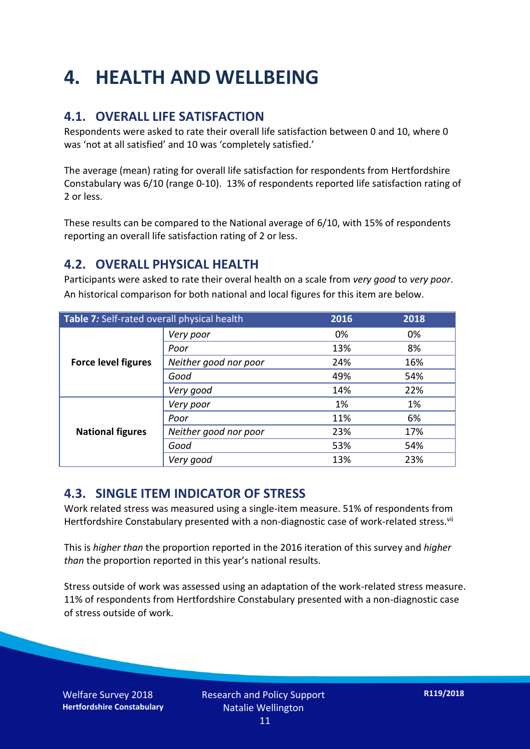# 4. HEALTH AND WELLBEING

## 4.1. OVERALL LIFE SATISFACTION

Respondents were asked to rate their overall life satisfaction between 0 and 10, where 0 was 'not at all satisfied' and 10 was 'completely satisfied.'

The average (mean) rating for overall life satisfaction for respondents from Hertfordshire Constabulary was 6/10 (range 0-10). 13% of respondents reported life satisfaction rating of 2 or less.

These results can be compared to the National average of 6/10, with 15% of respondents reporting an overall life satisfaction rating of 2 or less.

## 4.2. OVERALL PHYSICAL HEALTH

Participants were asked to rate their overal health on a scale from *very good* to *very poor*. An historical comparison for both national and local figures for this item are below.

| **Table 7:** Self-rated overall physical health | | 2016 | 2018 |
|---|---|---|---|
| **Force level figures** | *Very poor* | 0% | 0% |
| | *Poor* | 13% | 8% |
| | *Neither good nor poor* | 24% | 16% |
| | *Good* | 49% | 54% |
| | *Very good* | 14% | 22% |
| **National figures** | *Very poor* | 1% | 1% |
| | *Poor* | 11% | 6% |
| | *Neither good nor poor* | 23% | 17% |
| | *Good* | 53% | 54% |
| | *Very good* | 13% | 23% |

## 4.3. SINGLE ITEM INDICATOR OF STRESS

Work related stress was measured using a single-item measure. 51% of respondents from Hertfordshire Constabulary presented with a non-diagnostic case of work-related stress.[vii]

This is *higher than* the proportion reported in the 2016 iteration of this survey and *higher than* the proportion reported in this year's national results.

Stress outside of work was assessed using an adaptation of the work-related stress measure. 11% of respondents from Hertfordshire Constabulary presented with a non-diagnostic case of stress outside of work.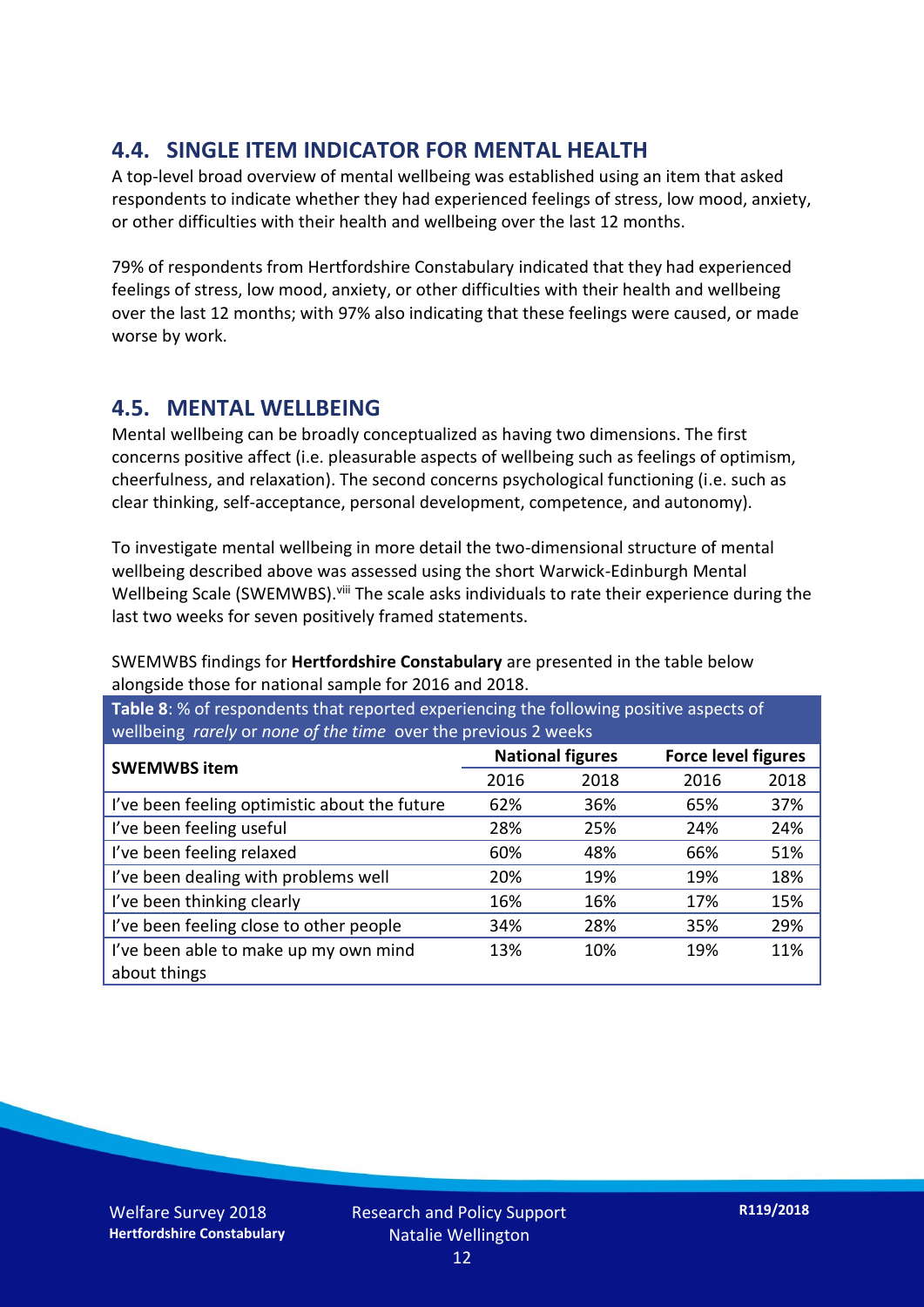## 4.4. SINGLE ITEM INDICATOR FOR MENTAL HEALTH

A top-level broad overview of mental wellbeing was established using an item that asked respondents to indicate whether they had experienced feelings of stress, low mood, anxiety, or other difficulties with their health and wellbeing over the last 12 months.

79% of respondents from Hertfordshire Constabulary indicated that they had experienced feelings of stress, low mood, anxiety, or other difficulties with their health and wellbeing over the last 12 months; with 97% also indicating that these feelings were caused, or made worse by work.

## 4.5. MENTAL WELLBEING

Mental wellbeing can be broadly conceptualized as having two dimensions. The first concerns positive affect (i.e. pleasurable aspects of wellbeing such as feelings of optimism, cheerfulness, and relaxation). The second concerns psychological functioning (i.e. such as clear thinking, self-acceptance, personal development, competence, and autonomy).

To investigate mental wellbeing in more detail the two-dimensional structure of mental wellbeing described above was assessed using the short Warwick-Edinburgh Mental Wellbeing Scale (SWEMWBS).[viii] The scale asks individuals to rate their experience during the last two weeks for seven positively framed statements.

SWEMWBS findings for **Hertfordshire Constabulary** are presented in the table below alongside those for national sample for 2016 and 2018.

**Table 8**: % of respondents that reported experiencing the following positive aspects of wellbeing *rarely* or *none of the time* over the previous 2 weeks

| SWEMWBS item | National figures | | Force level figures | |
|---|---|---|---|---|
| | 2016 | 2018 | 2016 | 2018 |
| I've been feeling optimistic about the future | 62% | 36% | 65% | 37% |
| I've been feeling useful | 28% | 25% | 24% | 24% |
| I've been feeling relaxed | 60% | 48% | 66% | 51% |
| I've been dealing with problems well | 20% | 19% | 19% | 18% |
| I've been thinking clearly | 16% | 16% | 17% | 15% |
| I've been feeling close to other people | 34% | 28% | 35% | 29% |
| I've been able to make up my own mind about things | 13% | 10% | 19% | 11% |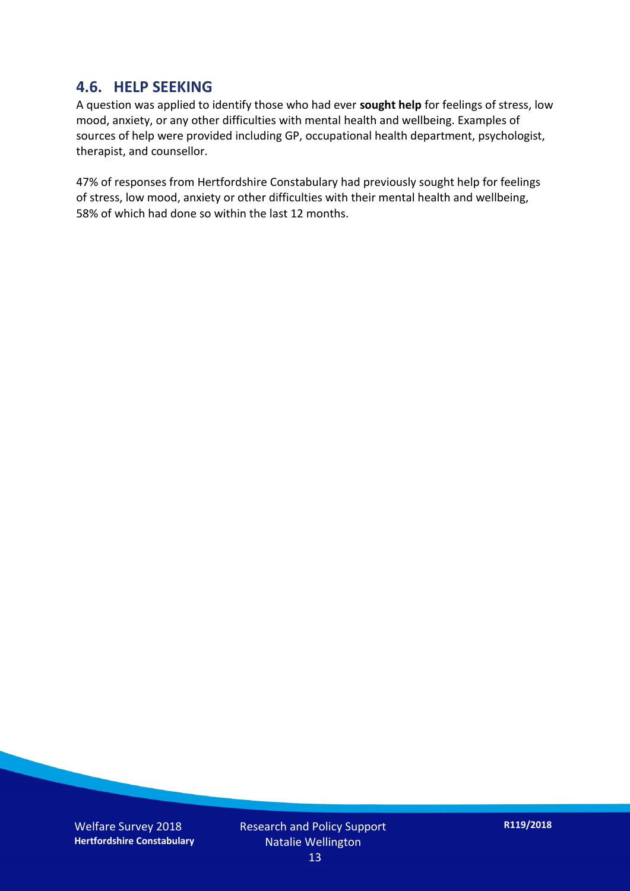## 4.6. HELP SEEKING

A question was applied to identify those who had ever **sought help** for feelings of stress, low mood, anxiety, or any other difficulties with mental health and wellbeing. Examples of sources of help were provided including GP, occupational health department, psychologist, therapist, and counsellor.

47% of responses from Hertfordshire Constabulary had previously sought help for feelings of stress, low mood, anxiety or other difficulties with their mental health and wellbeing, 58% of which had done so within the last 12 months.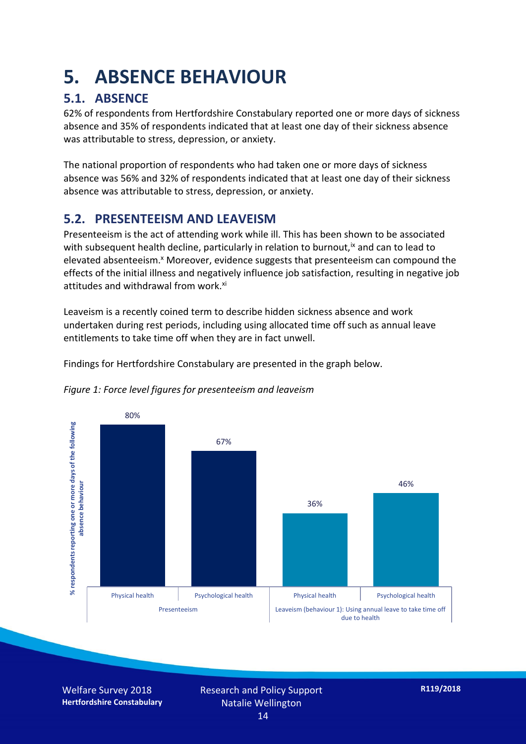# 5. ABSENCE BEHAVIOUR

## 5.1. ABSENCE

62% of respondents from Hertfordshire Constabulary reported one or more days of sickness absence and 35% of respondents indicated that at least one day of their sickness absence was attributable to stress, depression, or anxiety.

The national proportion of respondents who had taken one or more days of sickness absence was 56% and 32% of respondents indicated that at least one day of their sickness absence was attributable to stress, depression, or anxiety.

## 5.2. PRESENTEEISM AND LEAVEISM

Presenteeism is the act of attending work while ill. This has been shown to be associated with subsequent health decline, particularly in relation to burnout,[ix] and can to lead to elevated absenteeism.[x] Moreover, evidence suggests that presenteeism can compound the effects of the initial illness and negatively influence job satisfaction, resulting in negative job attitudes and withdrawal from work.[xi]

Leaveism is a recently coined term to describe hidden sickness absence and work undertaken during rest periods, including using allocated time off such as annual leave entitlements to take time off when they are in fact unwell.

Findings for Hertfordshire Constabulary are presented in the graph below.

*Figure 1: Force level figures for presenteeism and leaveism*

| | Presenteeism | | Leaveism (behaviour 1): Using annual leave to take time off due to health | |
|---|---|---|---|---|
| | Physical health | Psychological health | Physical health | Psychological health |
| % respondents reporting one or more days of the following absence behaviour | 80% | 67% | 36% | 46% |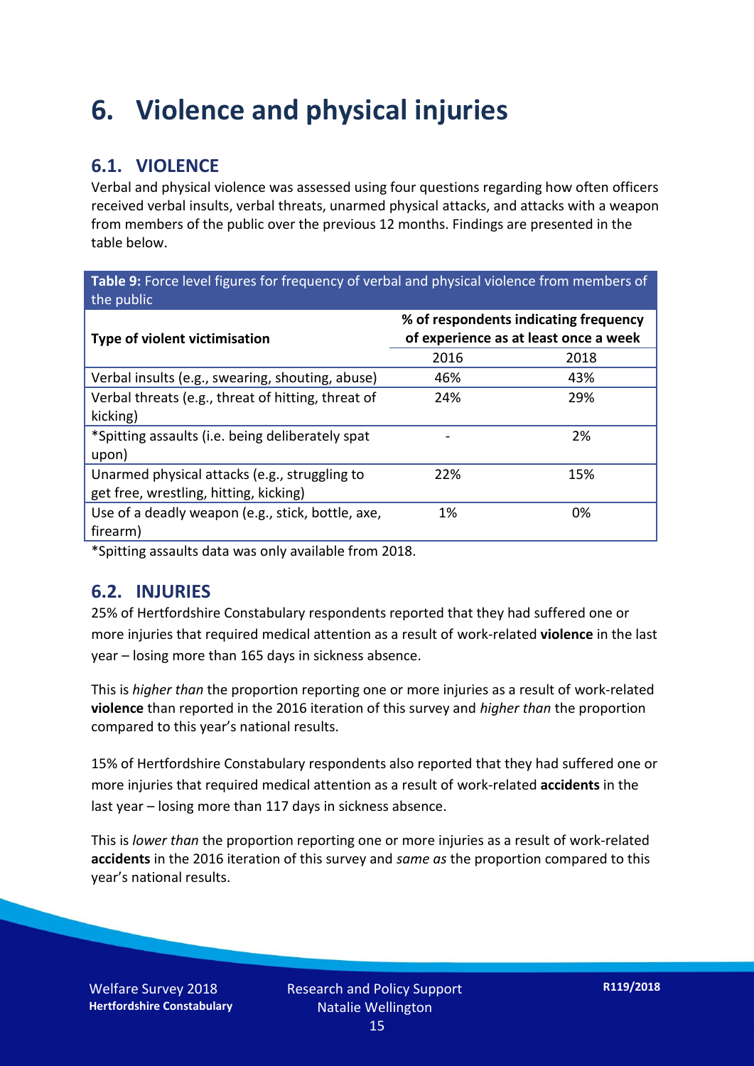# 6. Violence and physical injuries

## 6.1. VIOLENCE

Verbal and physical violence was assessed using four questions regarding how often officers received verbal insults, verbal threats, unarmed physical attacks, and attacks with a weapon from members of the public over the previous 12 months. Findings are presented in the table below.

**Table 9:** Force level figures for frequency of verbal and physical violence from members of the public

| Type of violent victimisation | % of respondents indicating frequency of experience as at least once a week | |
|---|---|---|
| | 2016 | 2018 |
| Verbal insults (e.g., swearing, shouting, abuse) | 46% | 43% |
| Verbal threats (e.g., threat of hitting, threat of kicking) | 24% | 29% |
| *Spitting assaults (i.e. being deliberately spat upon) | - | 2% |
| Unarmed physical attacks (e.g., struggling to get free, wrestling, hitting, kicking) | 22% | 15% |
| Use of a deadly weapon (e.g., stick, bottle, axe, firearm) | 1% | 0% |

*Spitting assaults data was only available from 2018.

## 6.2. INJURIES

25% of Hertfordshire Constabulary respondents reported that they had suffered one or more injuries that required medical attention as a result of work-related **violence** in the last year – losing more than 165 days in sickness absence.

This is *higher than* the proportion reporting one or more injuries as a result of work-related **violence** than reported in the 2016 iteration of this survey and *higher than* the proportion compared to this year's national results.

15% of Hertfordshire Constabulary respondents also reported that they had suffered one or more injuries that required medical attention as a result of work-related **accidents** in the last year – losing more than 117 days in sickness absence.

This is *lower than* the proportion reporting one or more injuries as a result of work-related **accidents** in the 2016 iteration of this survey and *same as* the proportion compared to this year's national results.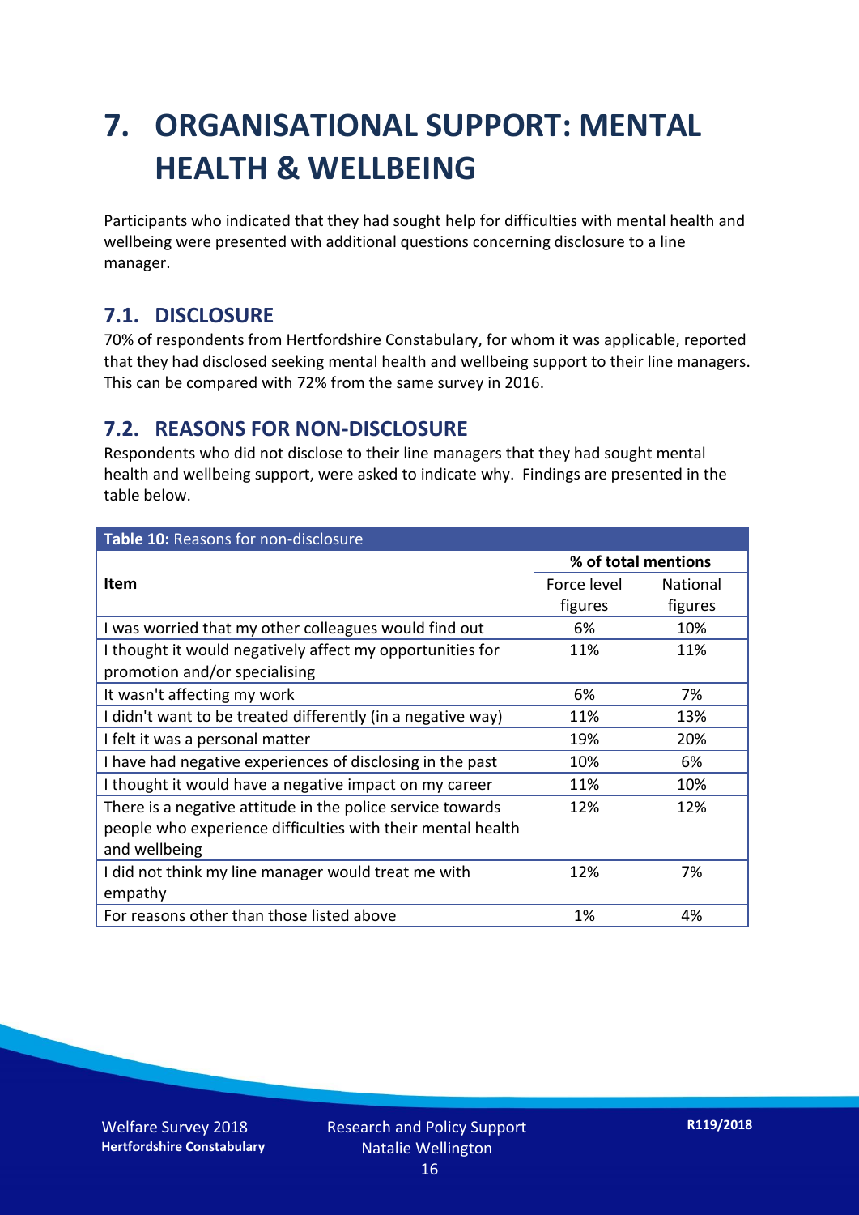# 7. ORGANISATIONAL SUPPORT: MENTAL HEALTH & WELLBEING

Participants who indicated that they had sought help for difficulties with mental health and wellbeing were presented with additional questions concerning disclosure to a line manager.

## 7.1. DISCLOSURE

70% of respondents from Hertfordshire Constabulary, for whom it was applicable, reported that they had disclosed seeking mental health and wellbeing support to their line managers. This can be compared with 72% from the same survey in 2016.

## 7.2. REASONS FOR NON-DISCLOSURE

Respondents who did not disclose to their line managers that they had sought mental health and wellbeing support, were asked to indicate why. Findings are presented in the table below.

**Table 10:** Reasons for non-disclosure

| Item | % of total mentions | |
|---|---|---|
| | Force level figures | National figures |
| I was worried that my other colleagues would find out | 6% | 10% |
| I thought it would negatively affect my opportunities for promotion and/or specialising | 11% | 11% |
| It wasn't affecting my work | 6% | 7% |
| I didn't want to be treated differently (in a negative way) | 11% | 13% |
| I felt it was a personal matter | 19% | 20% |
| I have had negative experiences of disclosing in the past | 10% | 6% |
| I thought it would have a negative impact on my career | 11% | 10% |
| There is a negative attitude in the police service towards people who experience difficulties with their mental health and wellbeing | 12% | 12% |
| I did not think my line manager would treat me with empathy | 12% | 7% |
| For reasons other than those listed above | 1% | 4% |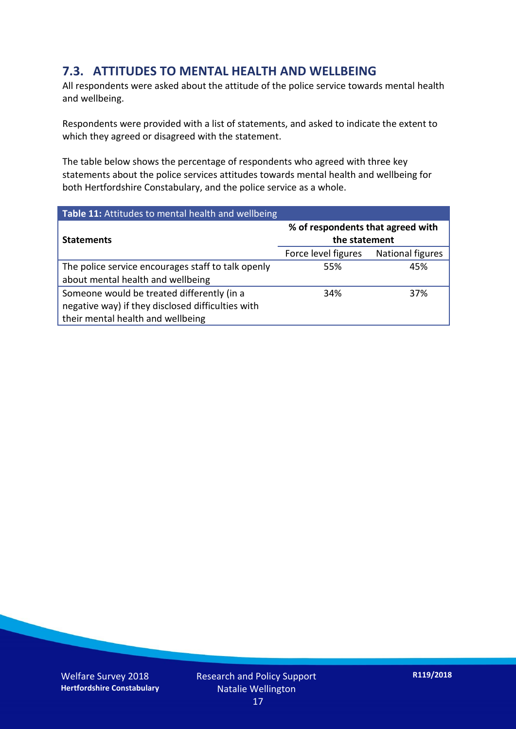## 7.3. ATTITUDES TO MENTAL HEALTH AND WELLBEING

All respondents were asked about the attitude of the police service towards mental health and wellbeing.

Respondents were provided with a list of statements, and asked to indicate the extent to which they agreed or disagreed with the statement.

The table below shows the percentage of respondents who agreed with three key statements about the police services attitudes towards mental health and wellbeing for both Hertfordshire Constabulary, and the police service as a whole.

**Table 11:** Attitudes to mental health and wellbeing

| **Statements** | **% of respondents that agreed with the statement** | |
|---|---|---|
| | Force level figures | National figures |
| The police service encourages staff to talk openly about mental health and wellbeing | 55% | 45% |
| Someone would be treated differently (in a negative way) if they disclosed difficulties with their mental health and wellbeing | 34% | 37% |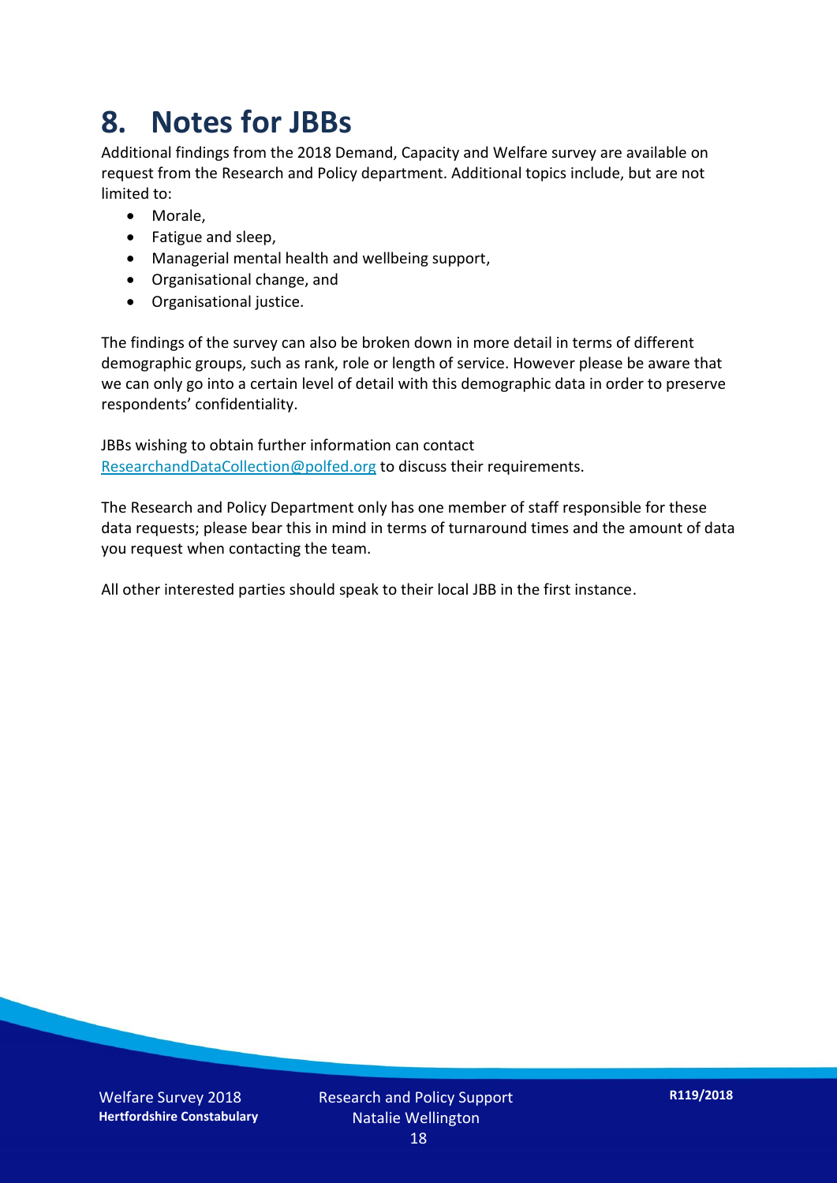# 8. Notes for JBBs

Additional findings from the 2018 Demand, Capacity and Welfare survey are available on request from the Research and Policy department. Additional topics include, but are not limited to:

- Morale,
- Fatigue and sleep,
- Managerial mental health and wellbeing support,
- Organisational change, and
- Organisational justice.

The findings of the survey can also be broken down in more detail in terms of different demographic groups, such as rank, role or length of service. However please be aware that we can only go into a certain level of detail with this demographic data in order to preserve respondents' confidentiality.

JBBs wishing to obtain further information can contact ResearchandDataCollection@polfed.org to discuss their requirements.

The Research and Policy Department only has one member of staff responsible for these data requests; please bear this in mind in terms of turnaround times and the amount of data you request when contacting the team.

All other interested parties should speak to their local JBB in the first instance.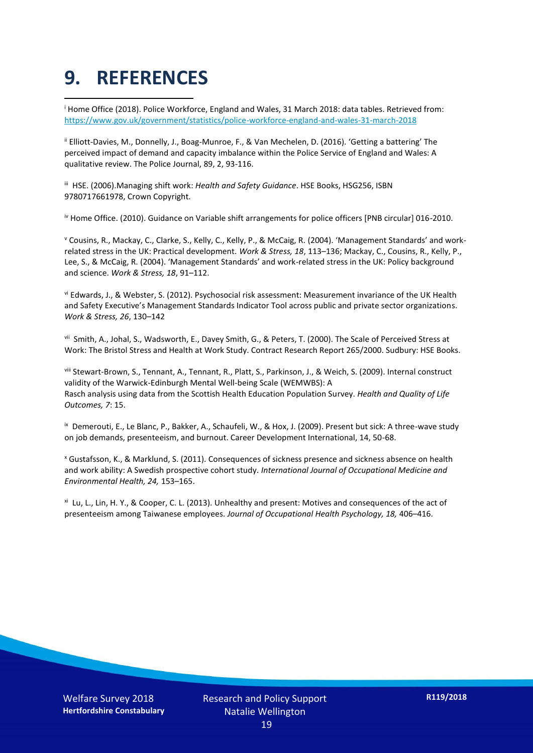# 9. REFERENCES

[i] Home Office (2018). Police Workforce, England and Wales, 31 March 2018: data tables. Retrieved from: https://www.gov.uk/government/statistics/police-workforce-england-and-wales-31-march-2018

[ii] Elliott-Davies, M., Donnelly, J., Boag-Munroe, F., & Van Mechelen, D. (2016). 'Getting a battering' The perceived impact of demand and capacity imbalance within the Police Service of England and Wales: A qualitative review. The Police Journal, 89, 2, 93-116.

[iii] HSE. (2006).Managing shift work: *Health and Safety Guidance*. HSE Books, HSG256, ISBN 9780717661978, Crown Copyright.

[iv] Home Office. (2010). Guidance on Variable shift arrangements for police officers [PNB circular] 016-2010.

[v] Cousins, R., Mackay, C., Clarke, S., Kelly, C., Kelly, P., & McCaig, R. (2004). 'Management Standards' and work-related stress in the UK: Practical development. *Work & Stress, 18*, 113–136; Mackay, C., Cousins, R., Kelly, P., Lee, S., & McCaig, R. (2004). 'Management Standards' and work-related stress in the UK: Policy background and science. *Work & Stress, 18*, 91–112.

[vi] Edwards, J., & Webster, S. (2012). Psychosocial risk assessment: Measurement invariance of the UK Health and Safety Executive's Management Standards Indicator Tool across public and private sector organizations. *Work & Stress, 26*, 130–142

[vii] Smith, A., Johal, S., Wadsworth, E., Davey Smith, G., & Peters, T. (2000). The Scale of Perceived Stress at Work: The Bristol Stress and Health at Work Study. Contract Research Report 265/2000. Sudbury: HSE Books.

[viii] Stewart-Brown, S., Tennant, A., Tennant, R., Platt, S., Parkinson, J., & Weich, S. (2009). Internal construct validity of the Warwick-Edinburgh Mental Well-being Scale (WEMWBS): A Rasch analysis using data from the Scottish Health Education Population Survey. *Health and Quality of Life Outcomes, 7*: 15.

[ix] Demerouti, E., Le Blanc, P., Bakker, A., Schaufeli, W., & Hox, J. (2009). Present but sick: A three-wave study on job demands, presenteeism, and burnout. Career Development International, 14, 50-68.

[x] Gustafsson, K., & Marklund, S. (2011). Consequences of sickness presence and sickness absence on health and work ability: A Swedish prospective cohort study. *International Journal of Occupational Medicine and Environmental Health, 24,* 153–165.

[xi] Lu, L., Lin, H. Y., & Cooper, C. L. (2013). Unhealthy and present: Motives and consequences of the act of presenteeism among Taiwanese employees. *Journal of Occupational Health Psychology, 18,* 406–416.